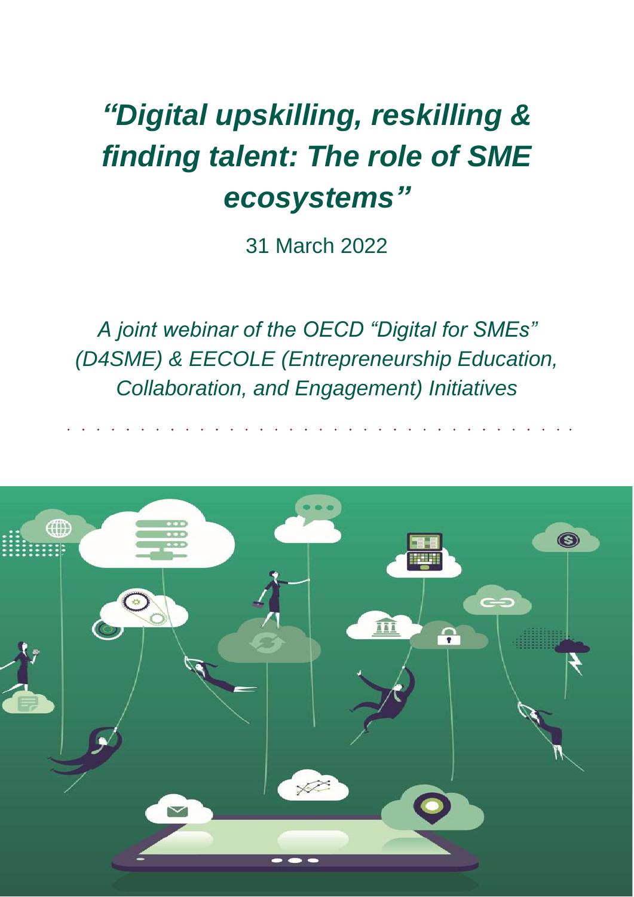# *"Digital upskilling, reskilling & finding talent: The role of SME ecosystems"*

31 March 2022

*A joint webinar of the OECD "Digital for SMEs" (D4SME) & EECOLE (Entrepreneurship Education, Collaboration, and Engagement) Initiatives*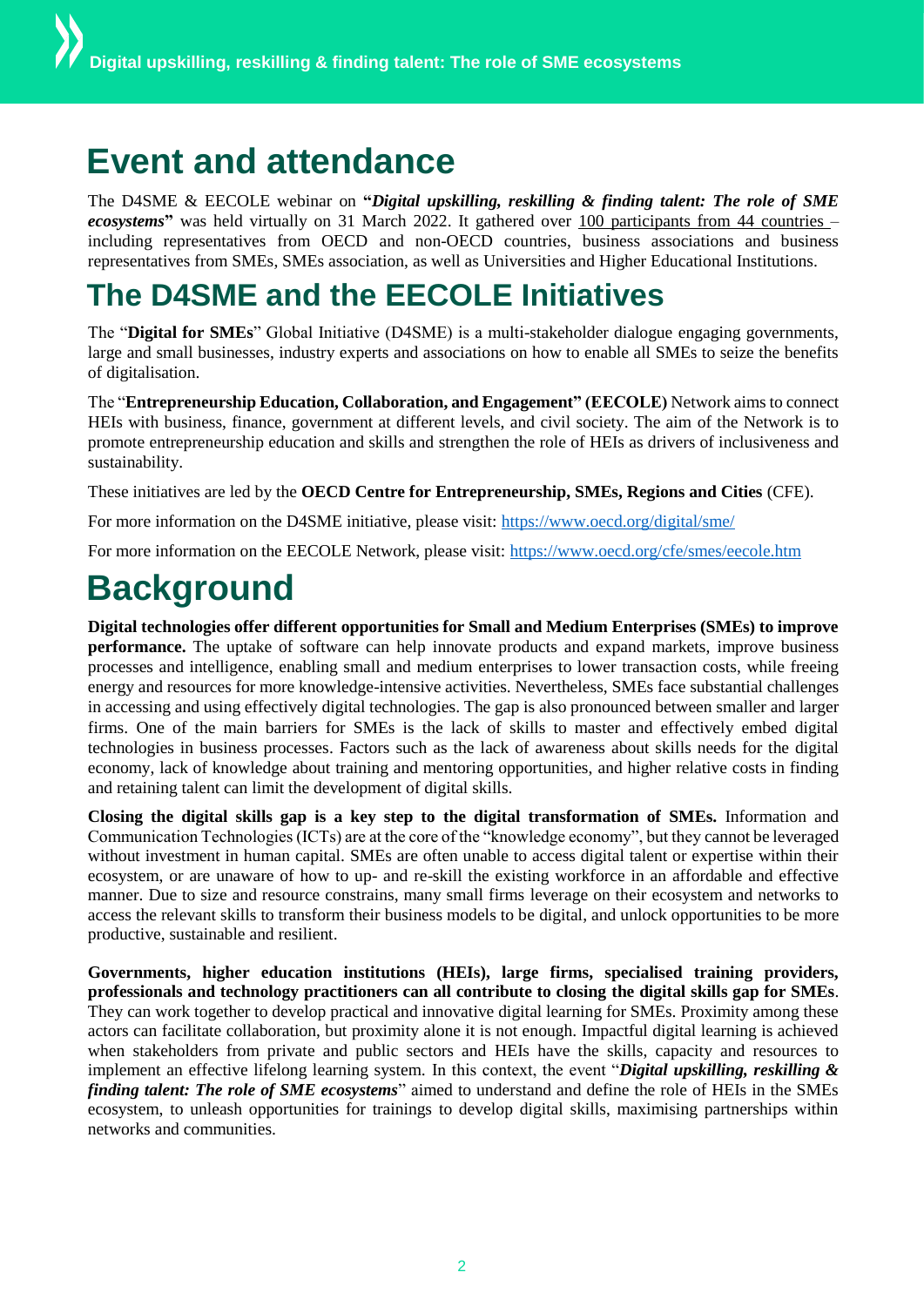# Event and attendance

The D4SME & EECOLE webinar on "***Digital upskilling, reskilling & finding talent: The role of SME ecosystems***" was held virtually on 31 March 2022. It gathered over 100 participants from 44 countries – including representatives from OECD and non-OECD countries, business associations and business representatives from SMEs, SMEs association, as well as Universities and Higher Educational Institutions.

# The D4SME and the EECOLE Initiatives

The "**Digital for SMEs**" Global Initiative (D4SME) is a multi-stakeholder dialogue engaging governments, large and small businesses, industry experts and associations on how to enable all SMEs to seize the benefits of digitalisation.

The "**Entrepreneurship Education, Collaboration, and Engagement" (EECOLE)** Network aims to connect HEIs with business, finance, government at different levels, and civil society. The aim of the Network is to promote entrepreneurship education and skills and strengthen the role of HEIs as drivers of inclusiveness and sustainability.

These initiatives are led by the **OECD Centre for Entrepreneurship, SMEs, Regions and Cities** (CFE).

For more information on the D4SME initiative, please visit: https://www.oecd.org/digital/sme/

For more information on the EECOLE Network, please visit: https://www.oecd.org/cfe/smes/eecole.htm

# Background

**Digital technologies offer different opportunities for Small and Medium Enterprises (SMEs) to improve performance.** The uptake of software can help innovate products and expand markets, improve business processes and intelligence, enabling small and medium enterprises to lower transaction costs, while freeing energy and resources for more knowledge-intensive activities. Nevertheless, SMEs face substantial challenges in accessing and using effectively digital technologies. The gap is also pronounced between smaller and larger firms. One of the main barriers for SMEs is the lack of skills to master and effectively embed digital technologies in business processes. Factors such as the lack of awareness about skills needs for the digital economy, lack of knowledge about training and mentoring opportunities, and higher relative costs in finding and retaining talent can limit the development of digital skills.

**Closing the digital skills gap is a key step to the digital transformation of SMEs.** Information and Communication Technologies (ICTs) are at the core of the "knowledge economy", but they cannot be leveraged without investment in human capital. SMEs are often unable to access digital talent or expertise within their ecosystem, or are unaware of how to up- and re-skill the existing workforce in an affordable and effective manner. Due to size and resource constrains, many small firms leverage on their ecosystem and networks to access the relevant skills to transform their business models to be digital, and unlock opportunities to be more productive, sustainable and resilient.

**Governments, higher education institutions (HEIs), large firms, specialised training providers, professionals and technology practitioners can all contribute to closing the digital skills gap for SMEs**. They can work together to develop practical and innovative digital learning for SMEs. Proximity among these actors can facilitate collaboration, but proximity alone it is not enough. Impactful digital learning is achieved when stakeholders from private and public sectors and HEIs have the skills, capacity and resources to implement an effective lifelong learning system. In this context, the event "***Digital upskilling, reskilling & finding talent: The role of SME ecosystems***" aimed to understand and define the role of HEIs in the SMEs ecosystem, to unleash opportunities for trainings to develop digital skills, maximising partnerships within networks and communities.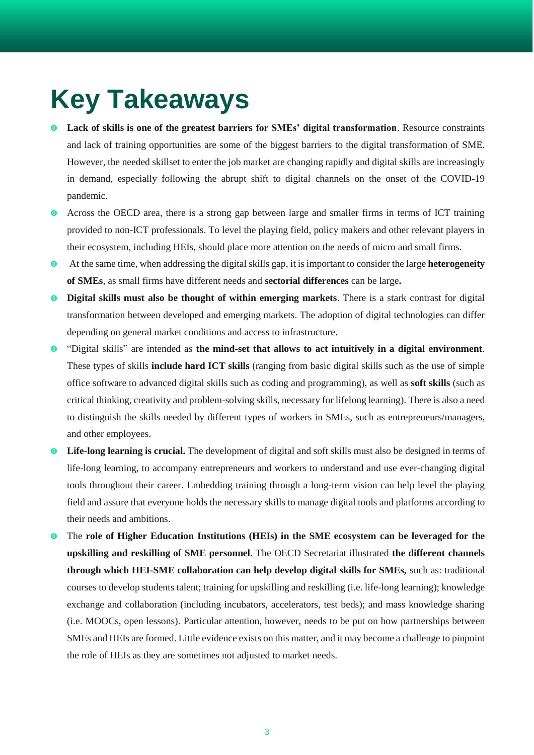# Key Takeaways

- **Lack of skills is one of the greatest barriers for SMEs' digital transformation**. Resource constraints and lack of training opportunities are some of the biggest barriers to the digital transformation of SME. However, the needed skillset to enter the job market are changing rapidly and digital skills are increasingly in demand, especially following the abrupt shift to digital channels on the onset of the COVID-19 pandemic.
- Across the OECD area, there is a strong gap between large and smaller firms in terms of ICT training provided to non-ICT professionals. To level the playing field, policy makers and other relevant players in their ecosystem, including HEIs, should place more attention on the needs of micro and small firms.
- At the same time, when addressing the digital skills gap, it is important to consider the large **heterogeneity of SMEs**, as small firms have different needs and **sectorial differences** can be large**.**
- **Digital skills must also be thought of within emerging markets**. There is a stark contrast for digital transformation between developed and emerging markets. The adoption of digital technologies can differ depending on general market conditions and access to infrastructure.
- "Digital skills" are intended as **the mind-set that allows to act intuitively in a digital environment**. These types of skills **include hard ICT skills** (ranging from basic digital skills such as the use of simple office software to advanced digital skills such as coding and programming), as well as **soft skills** (such as critical thinking, creativity and problem-solving skills, necessary for lifelong learning). There is also a need to distinguish the skills needed by different types of workers in SMEs, such as entrepreneurs/managers, and other employees.
- **Life-long learning is crucial.** The development of digital and soft skills must also be designed in terms of life-long learning, to accompany entrepreneurs and workers to understand and use ever-changing digital tools throughout their career. Embedding training through a long-term vision can help level the playing field and assure that everyone holds the necessary skills to manage digital tools and platforms according to their needs and ambitions.
- The **role of Higher Education Institutions (HEIs) in the SME ecosystem can be leveraged for the upskilling and reskilling of SME personnel**. The OECD Secretariat illustrated **the different channels through which HEI-SME collaboration can help develop digital skills for SMEs,** such as: traditional courses to develop students talent; training for upskilling and reskilling (i.e. life-long learning); knowledge exchange and collaboration (including incubators, accelerators, test beds); and mass knowledge sharing (i.e. MOOCs, open lessons). Particular attention, however, needs to be put on how partnerships between SMEs and HEIs are formed. Little evidence exists on this matter, and it may become a challenge to pinpoint the role of HEIs as they are sometimes not adjusted to market needs.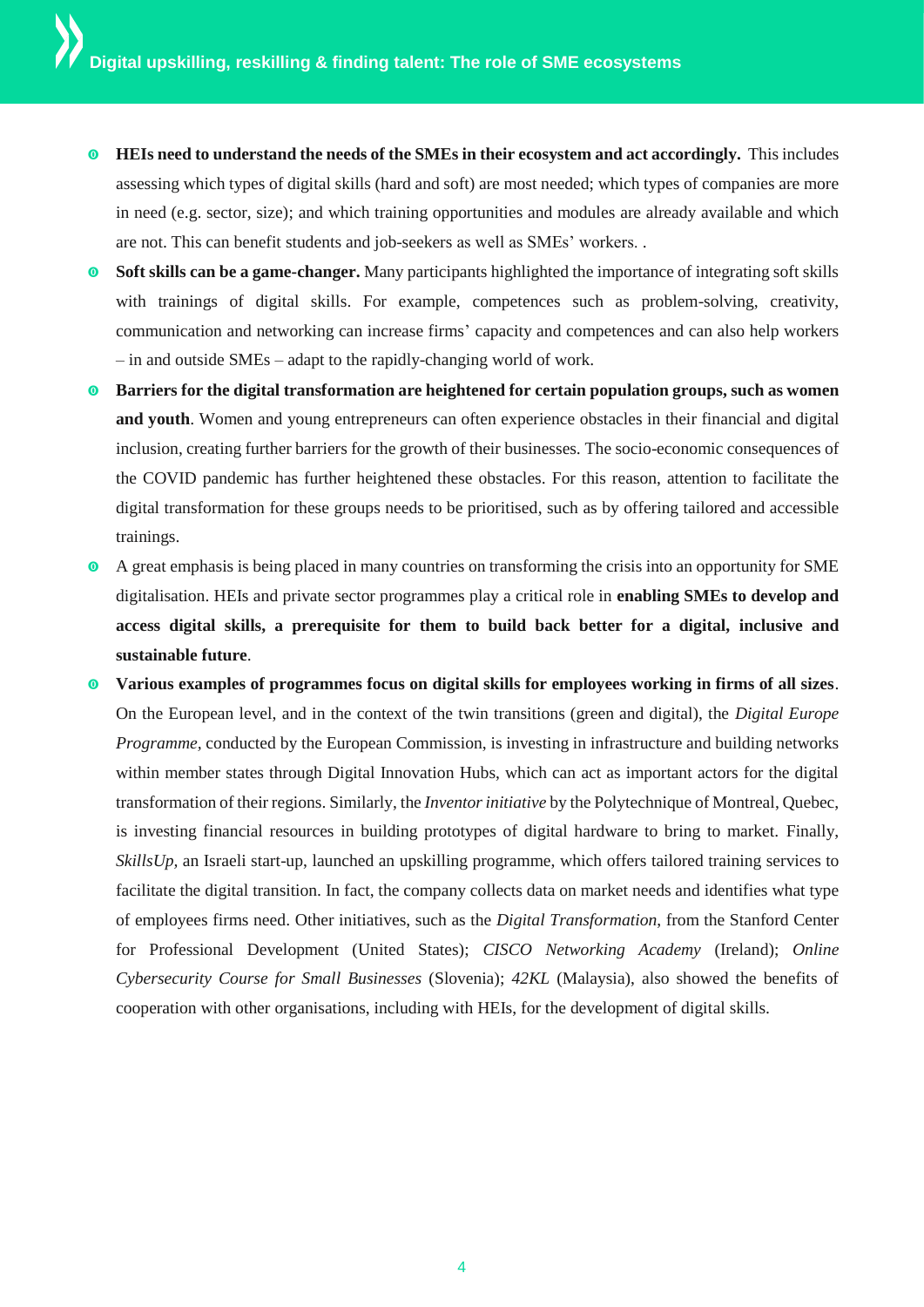- **HEIs need to understand the needs of the SMEs in their ecosystem and act accordingly.** This includes assessing which types of digital skills (hard and soft) are most needed; which types of companies are more in need (e.g. sector, size); and which training opportunities and modules are already available and which are not. This can benefit students and job-seekers as well as SMEs' workers. .
- **Soft skills can be a game-changer.** Many participants highlighted the importance of integrating soft skills with trainings of digital skills. For example, competences such as problem-solving, creativity, communication and networking can increase firms' capacity and competences and can also help workers – in and outside SMEs – adapt to the rapidly-changing world of work.
- **Barriers for the digital transformation are heightened for certain population groups, such as women and youth**. Women and young entrepreneurs can often experience obstacles in their financial and digital inclusion, creating further barriers for the growth of their businesses. The socio-economic consequences of the COVID pandemic has further heightened these obstacles. For this reason, attention to facilitate the digital transformation for these groups needs to be prioritised, such as by offering tailored and accessible trainings.
- A great emphasis is being placed in many countries on transforming the crisis into an opportunity for SME digitalisation. HEIs and private sector programmes play a critical role in **enabling SMEs to develop and access digital skills, a prerequisite for them to build back better for a digital, inclusive and sustainable future**.
- **Various examples of programmes focus on digital skills for employees working in firms of all sizes**. On the European level, and in the context of the twin transitions (green and digital), the *Digital Europe Programme*, conducted by the European Commission, is investing in infrastructure and building networks within member states through Digital Innovation Hubs, which can act as important actors for the digital transformation of their regions. Similarly, the *Inventor initiative* by the Polytechnique of Montreal, Quebec, is investing financial resources in building prototypes of digital hardware to bring to market. Finally, *SkillsUp*, an Israeli start-up, launched an upskilling programme, which offers tailored training services to facilitate the digital transition. In fact, the company collects data on market needs and identifies what type of employees firms need. Other initiatives, such as the *Digital Transformation*, from the Stanford Center for Professional Development (United States); *CISCO Networking Academy* (Ireland); *Online Cybersecurity Course for Small Businesses* (Slovenia); *42KL* (Malaysia), also showed the benefits of cooperation with other organisations, including with HEIs, for the development of digital skills.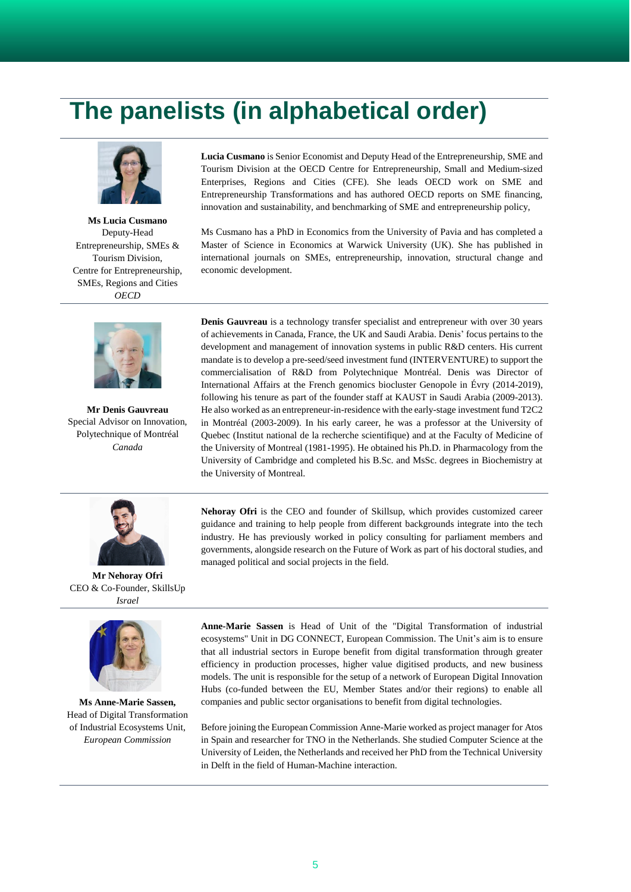# The panelists (in alphabetical order)

**Ms Lucia Cusmano**
Deputy-Head
Entrepreneurship, SMEs & Tourism Division,
Centre for Entrepreneurship, SMEs, Regions and Cities
*OECD*

**Lucia Cusmano** is Senior Economist and Deputy Head of the Entrepreneurship, SME and Tourism Division at the OECD Centre for Entrepreneurship, Small and Medium-sized Enterprises, Regions and Cities (CFE). She leads OECD work on SME and Entrepreneurship Transformations and has authored OECD reports on SME financing, innovation and sustainability, and benchmarking of SME and entrepreneurship policy,

Ms Cusmano has a PhD in Economics from the University of Pavia and has completed a Master of Science in Economics at Warwick University (UK). She has published in international journals on SMEs, entrepreneurship, innovation, structural change and economic development.

---

**Mr Denis Gauvreau**
Special Advisor on Innovation,
Polytechnique of Montréal
*Canada*

**Denis Gauvreau** is a technology transfer specialist and entrepreneur with over 30 years of achievements in Canada, France, the UK and Saudi Arabia. Denis' focus pertains to the development and management of innovation systems in public R&D centers. His current mandate is to develop a pre-seed/seed investment fund (INTERVENTURE) to support the commercialisation of R&D from Polytechnique Montréal. Denis was Director of International Affairs at the French genomics biocluster Genopole in Évry (2014-2019), following his tenure as part of the founder staff at KAUST in Saudi Arabia (2009-2013). He also worked as an entrepreneur-in-residence with the early-stage investment fund T2C2 in Montréal (2003-2009). In his early career, he was a professor at the University of Quebec (Institut national de la recherche scientifique) and at the Faculty of Medicine of the University of Montreal (1981-1995). He obtained his Ph.D. in Pharmacology from the University of Cambridge and completed his B.Sc. and MsSc. degrees in Biochemistry at the University of Montreal.

---

**Mr Nehoray Ofri**
CEO & Co-Founder, SkillsUp
*Israel*

**Nehoray Ofri** is the CEO and founder of Skillsup, which provides customized career guidance and training to help people from different backgrounds integrate into the tech industry. He has previously worked in policy consulting for parliament members and governments, alongside research on the Future of Work as part of his doctoral studies, and managed political and social projects in the field.

---

**Ms Anne-Marie Sassen,**
Head of Digital Transformation of Industrial Ecosystems Unit,
*European Commission*

**Anne-Marie Sassen** is Head of Unit of the "Digital Transformation of industrial ecosystems" Unit in DG CONNECT, European Commission. The Unit's aim is to ensure that all industrial sectors in Europe benefit from digital transformation through greater efficiency in production processes, higher value digitised products, and new business models. The unit is responsible for the setup of a network of European Digital Innovation Hubs (co-funded between the EU, Member States and/or their regions) to enable all companies and public sector organisations to benefit from digital technologies.

Before joining the European Commission Anne-Marie worked as project manager for Atos in Spain and researcher for TNO in the Netherlands. She studied Computer Science at the University of Leiden, the Netherlands and received her PhD from the Technical University in Delft in the field of Human-Machine interaction.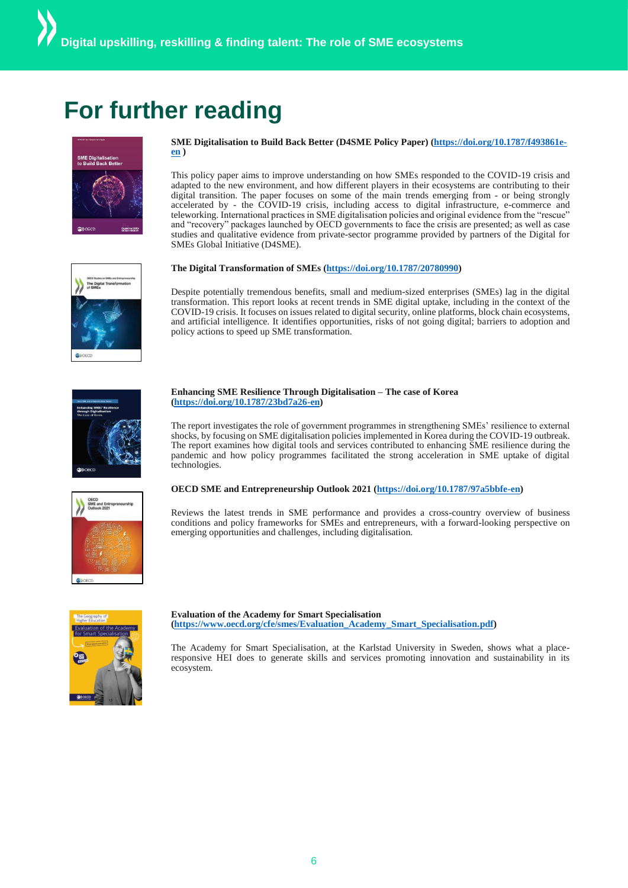# For further reading

**SME Digitalisation to Build Back Better (D4SME Policy Paper) (https://doi.org/10.1787/f493861e-en )**

This policy paper aims to improve understanding on how SMEs responded to the COVID-19 crisis and adapted to the new environment, and how different players in their ecosystems are contributing to their digital transition. The paper focuses on some of the main trends emerging from - or being strongly accelerated by - the COVID-19 crisis, including access to digital infrastructure, e-commerce and teleworking. International practices in SME digitalisation policies and original evidence from the "rescue" and "recovery" packages launched by OECD governments to face the crisis are presented; as well as case studies and qualitative evidence from private-sector programme provided by partners of the Digital for SMEs Global Initiative (D4SME).

**The Digital Transformation of SMEs (https://doi.org/10.1787/20780990)**

Despite potentially tremendous benefits, small and medium-sized enterprises (SMEs) lag in the digital transformation. This report looks at recent trends in SME digital uptake, including in the context of the COVID-19 crisis. It focuses on issues related to digital security, online platforms, block chain ecosystems, and artificial intelligence. It identifies opportunities, risks of not going digital; barriers to adoption and policy actions to speed up SME transformation.

**Enhancing SME Resilience Through Digitalisation – The case of Korea (https://doi.org/10.1787/23bd7a26-en)**

The report investigates the role of government programmes in strengthening SMEs' resilience to external shocks, by focusing on SME digitalisation policies implemented in Korea during the COVID-19 outbreak. The report examines how digital tools and services contributed to enhancing SME resilience during the pandemic and how policy programmes facilitated the strong acceleration in SME uptake of digital technologies.

**OECD SME and Entrepreneurship Outlook 2021 (https://doi.org/10.1787/97a5bbfe-en)**

Reviews the latest trends in SME performance and provides a cross-country overview of business conditions and policy frameworks for SMEs and entrepreneurs, with a forward-looking perspective on emerging opportunities and challenges, including digitalisation.

**Evaluation of the Academy for Smart Specialisation (https://www.oecd.org/cfe/smes/Evaluation_Academy_Smart_Specialisation.pdf)**

The Academy for Smart Specialisation, at the Karlstad University in Sweden, shows what a place-responsive HEI does to generate skills and services promoting innovation and sustainability in its ecosystem.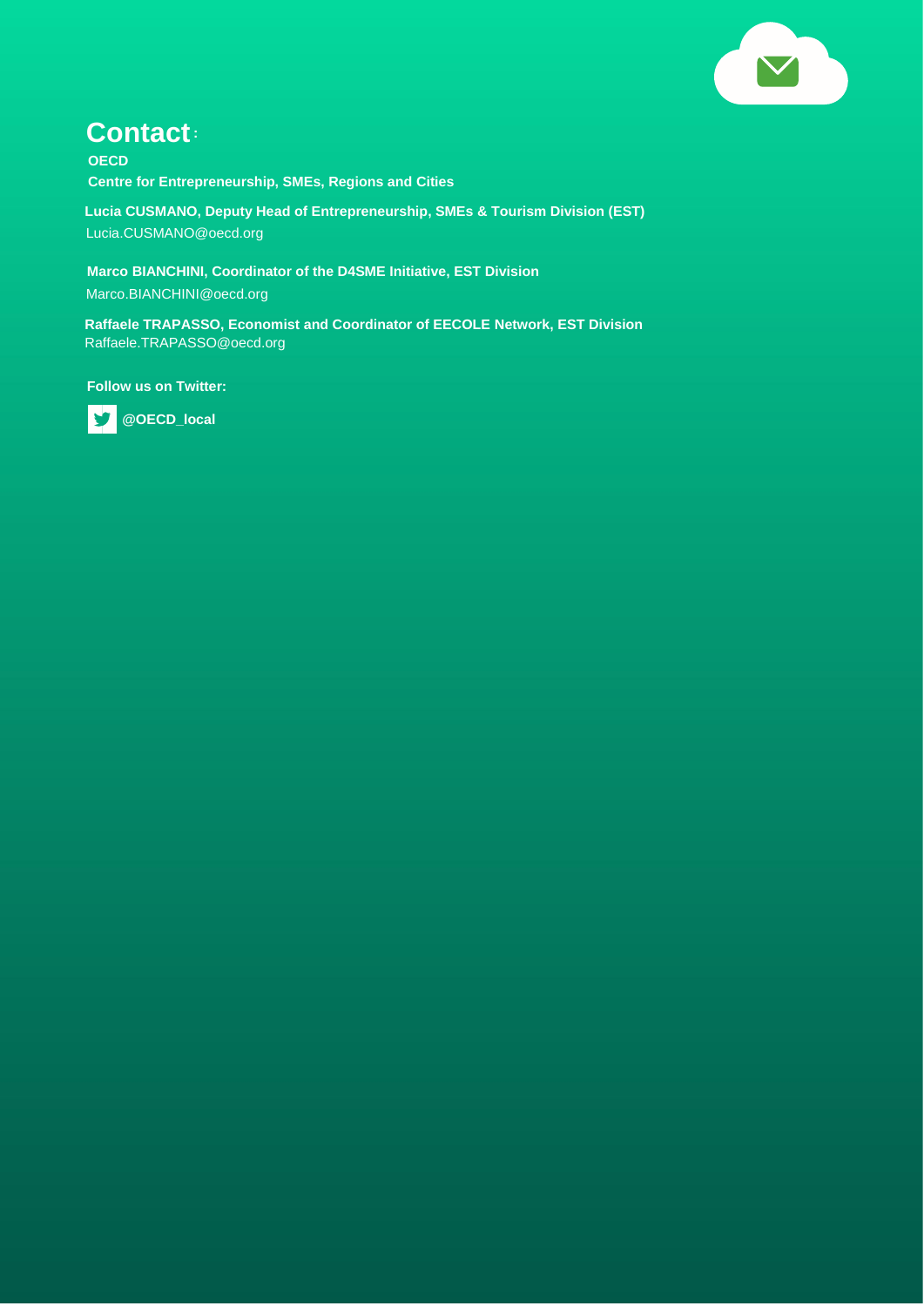# Contact:

**OECD**

**Centre for Entrepreneurship, SMEs, Regions and Cities**

**Lucia CUSMANO, Deputy Head of Entrepreneurship, SMEs & Tourism Division (EST)**
Lucia.CUSMANO@oecd.org

**Marco BIANCHINI, Coordinator of the D4SME Initiative, EST Division**
Marco.BIANCHINI@oecd.org

**Raffaele TRAPASSO, Economist and Coordinator of EECOLE Network, EST Division**
Raffaele.TRAPASSO@oecd.org

**Follow us on Twitter:**

**@OECD_local**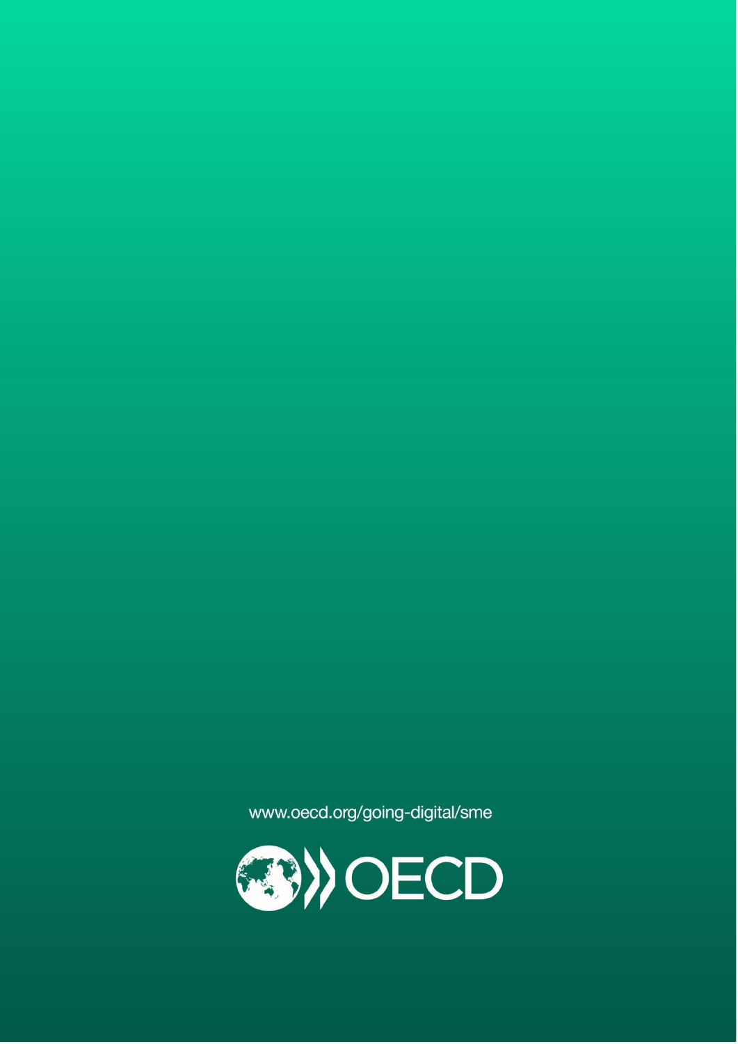www.oecd.org/going-digital/sme

OECD